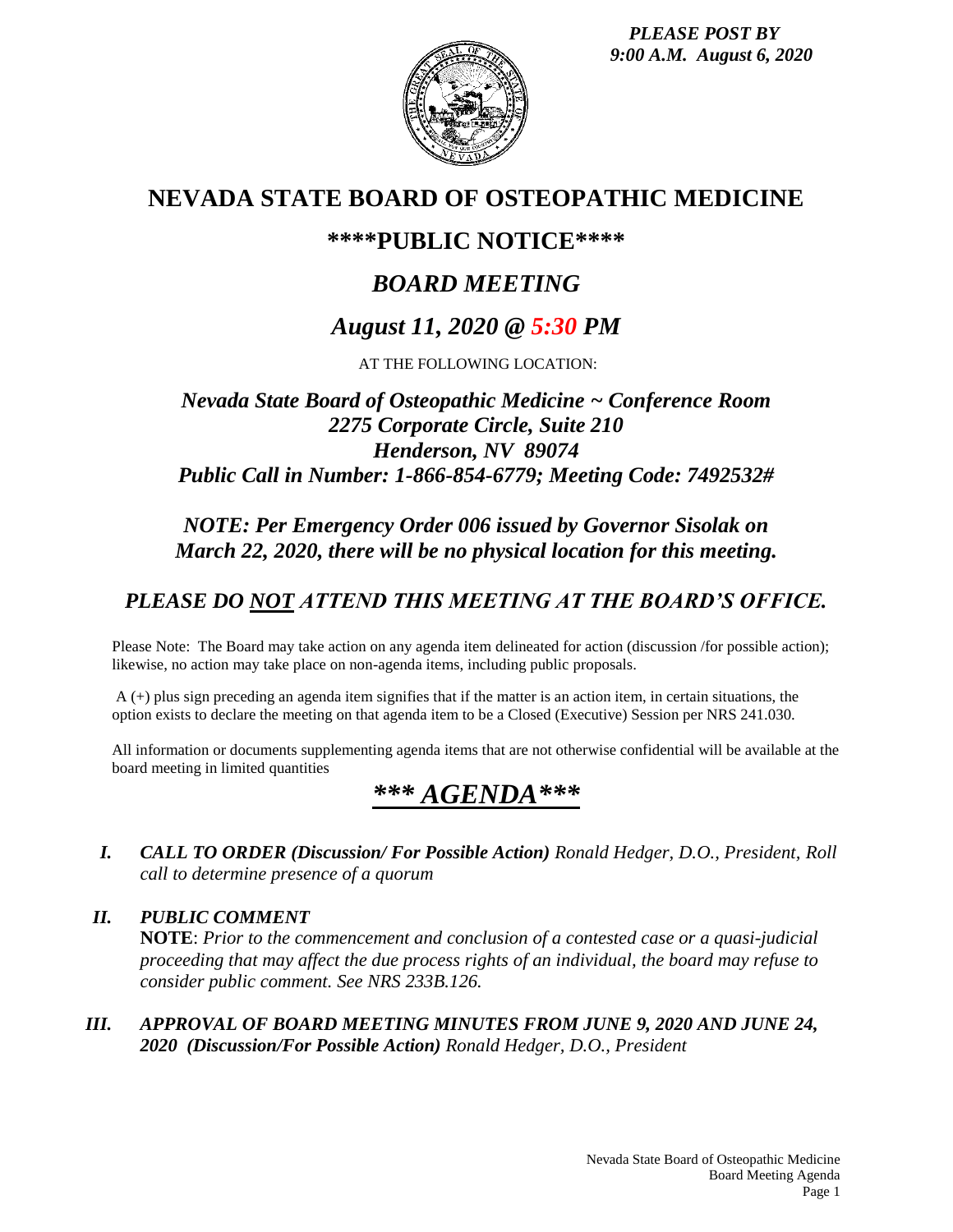*PLEASE POST BY*
*9:00 A.M. August 6, 2020*

# NEVADA STATE BOARD OF OSTEOPATHIC MEDICINE

## \*\*\*\*PUBLIC NOTICE\*\*\*\*

## *BOARD MEETING*

## *August 11, 2020 @ 5:30 PM*

AT THE FOLLOWING LOCATION:

***Nevada State Board of Osteopathic Medicine ~ Conference Room***
***2275 Corporate Circle, Suite 210***
***Henderson, NV 89074***
***Public Call in Number: 1-866-854-6779; Meeting Code: 7492532#***

***NOTE: Per Emergency Order 006 issued by Governor Sisolak on March 22, 2020, there will be no physical location for this meeting.***

***PLEASE DO NOT ATTEND THIS MEETING AT THE BOARD'S OFFICE.***

Please Note: The Board may take action on any agenda item delineated for action (discussion /for possible action); likewise, no action may take place on non-agenda items, including public proposals.

A (+) plus sign preceding an agenda item signifies that if the matter is an action item, in certain situations, the option exists to declare the meeting on that agenda item to be a Closed (Executive) Session per NRS 241.030.

All information or documents supplementing agenda items that are not otherwise confidential will be available at the board meeting in limited quantities

## *\*\*\* AGENDA\*\*\**

I. ***CALL TO ORDER (Discussion/ For Possible Action)*** *Ronald Hedger, D.O., President, Roll call to determine presence of a quorum*

II. ***PUBLIC COMMENT***
**NOTE**: *Prior to the commencement and conclusion of a contested case or a quasi-judicial proceeding that may affect the due process rights of an individual, the board may refuse to consider public comment. See NRS 233B.126.*

III. ***APPROVAL OF BOARD MEETING MINUTES FROM JUNE 9, 2020 AND JUNE 24, 2020 (Discussion/For Possible Action)*** *Ronald Hedger, D.O., President*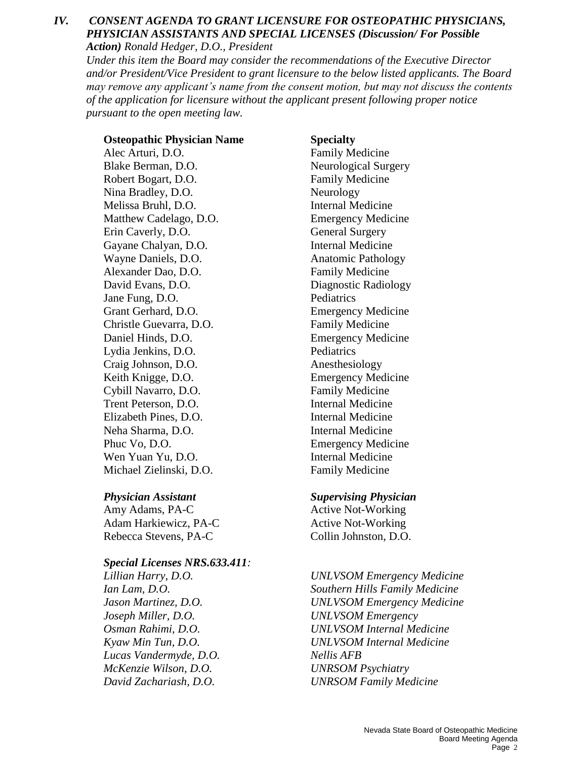## IV. *CONSENT AGENDA TO GRANT LICENSURE FOR OSTEOPATHIC PHYSICIANS, PHYSICIAN ASSISTANTS AND SPECIAL LICENSES (Discussion/ For Possible Action) Ronald Hedger, D.O., President*

*Under this item the Board may consider the recommendations of the Executive Director and/or President/Vice President to grant licensure to the below listed applicants. The Board may remove any applicant's name from the consent motion, but may not discuss the contents of the application for licensure without the applicant present following proper notice pursuant to the open meeting law.*

| **Osteopathic Physician Name** | **Specialty** |
|---|---|
| Alec Arturi, D.O. | Family Medicine |
| Blake Berman, D.O. | Neurological Surgery |
| Robert Bogart, D.O. | Family Medicine |
| Nina Bradley, D.O. | Neurology |
| Melissa Bruhl, D.O. | Internal Medicine |
| Matthew Cadelago, D.O. | Emergency Medicine |
| Erin Caverly, D.O. | General Surgery |
| Gayane Chalyan, D.O. | Internal Medicine |
| Wayne Daniels, D.O. | Anatomic Pathology |
| Alexander Dao, D.O. | Family Medicine |
| David Evans, D.O. | Diagnostic Radiology |
| Jane Fung, D.O. | Pediatrics |
| Grant Gerhard, D.O. | Emergency Medicine |
| Christle Guevarra, D.O. | Family Medicine |
| Daniel Hinds, D.O. | Emergency Medicine |
| Lydia Jenkins, D.O. | Pediatrics |
| Craig Johnson, D.O. | Anesthesiology |
| Keith Knigge, D.O. | Emergency Medicine |
| Cybill Navarro, D.O. | Family Medicine |
| Trent Peterson, D.O. | Internal Medicine |
| Elizabeth Pines, D.O. | Internal Medicine |
| Neha Sharma, D.O. | Internal Medicine |
| Phuc Vo, D.O. | Emergency Medicine |
| Wen Yuan Yu, D.O. | Internal Medicine |
| Michael Zielinski, D.O. | Family Medicine |

| ***Physician Assistant*** | ***Supervising Physician*** |
|---|---|
| Amy Adams, PA-C | Active Not-Working |
| Adam Harkiewicz, PA-C | Active Not-Working |
| Rebecca Stevens, PA-C | Collin Johnston, D.O. |

***Special Licenses NRS.633.411*:**

| | |
|---|---|
| *Lillian Harry, D.O.* | *UNLVSOM Emergency Medicine* |
| *Ian Lam, D.O.* | *Southern Hills Family Medicine* |
| *Jason Martinez, D.O.* | *UNLVSOM Emergency Medicine* |
| *Joseph Miller, D.O.* | *UNLVSOM Emergency* |
| *Osman Rahimi, D.O.* | *UNLVSOM Internal Medicine* |
| *Kyaw Min Tun, D.O.* | *UNLVSOM Internal Medicine* |
| *Lucas Vandermyde, D.O.* | *Nellis AFB* |
| *McKenzie Wilson, D.O.* | *UNRSOM Psychiatry* |
| *David Zachariash, D.O.* | *UNRSOM Family Medicine* |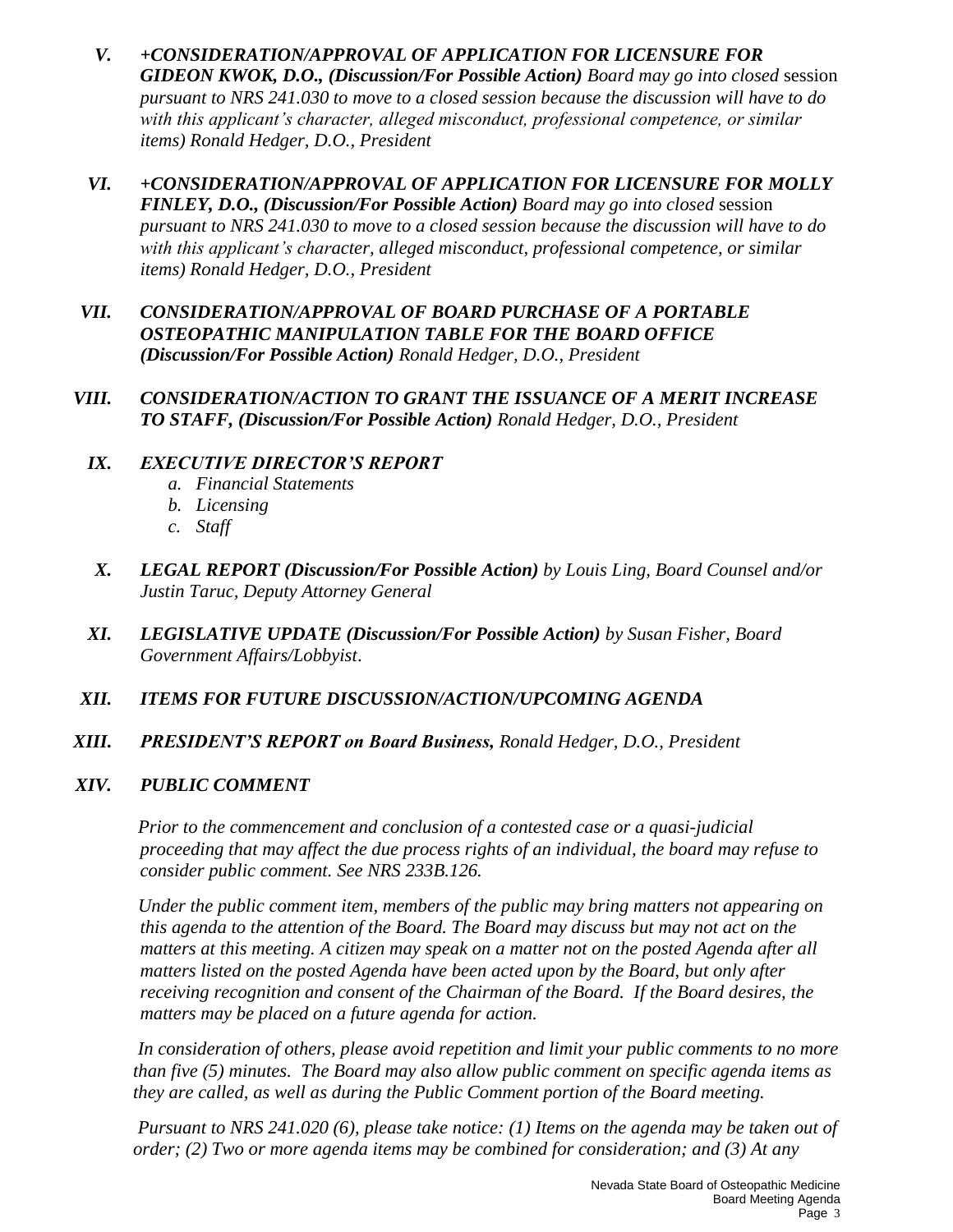V. ***+CONSIDERATION/APPROVAL OF APPLICATION FOR LICENSURE FOR GIDEON KWOK, D.O., (Discussion/For Possible Action)*** *Board may go into closed* session *pursuant to NRS 241.030 to move to a closed session because the discussion will have to do with this applicant's character, alleged misconduct, professional competence, or similar items) Ronald Hedger, D.O., President*

VI. ***+CONSIDERATION/APPROVAL OF APPLICATION FOR LICENSURE FOR MOLLY FINLEY, D.O., (Discussion/For Possible Action)*** *Board may go into closed* session *pursuant to NRS 241.030 to move to a closed session because the discussion will have to do with this applicant's character, alleged misconduct, professional competence, or similar items) Ronald Hedger, D.O., President*

VII. ***CONSIDERATION/APPROVAL OF BOARD PURCHASE OF A PORTABLE OSTEOPATHIC MANIPULATION TABLE FOR THE BOARD OFFICE (Discussion/For Possible Action)*** *Ronald Hedger, D.O., President*

VIII. ***CONSIDERATION/ACTION TO GRANT THE ISSUANCE OF A MERIT INCREASE TO STAFF, (Discussion/For Possible Action)*** *Ronald Hedger, D.O., President*

IX. ***EXECUTIVE DIRECTOR'S REPORT***
   a. *Financial Statements*
   b. *Licensing*
   c. *Staff*

X. ***LEGAL REPORT (Discussion/For Possible Action)*** *by Louis Ling, Board Counsel and/or Justin Taruc, Deputy Attorney General*

XI. ***LEGISLATIVE UPDATE (Discussion/For Possible Action)*** *by Susan Fisher, Board Government Affairs/Lobbyist*.

XII. ***ITEMS FOR FUTURE DISCUSSION/ACTION/UPCOMING AGENDA***

XIII. ***PRESIDENT'S REPORT on Board Business,*** *Ronald Hedger, D.O., President*

XIV. ***PUBLIC COMMENT***

*Prior to the commencement and conclusion of a contested case or a quasi-judicial proceeding that may affect the due process rights of an individual, the board may refuse to consider public comment. See NRS 233B.126.*

*Under the public comment item, members of the public may bring matters not appearing on this agenda to the attention of the Board. The Board may discuss but may not act on the matters at this meeting. A citizen may speak on a matter not on the posted Agenda after all matters listed on the posted Agenda have been acted upon by the Board, but only after receiving recognition and consent of the Chairman of the Board. If the Board desires, the matters may be placed on a future agenda for action.*

*In consideration of others, please avoid repetition and limit your public comments to no more than five (5) minutes. The Board may also allow public comment on specific agenda items as they are called, as well as during the Public Comment portion of the Board meeting.*

*Pursuant to NRS 241.020 (6), please take notice: (1) Items on the agenda may be taken out of order; (2) Two or more agenda items may be combined for consideration; and (3) At any*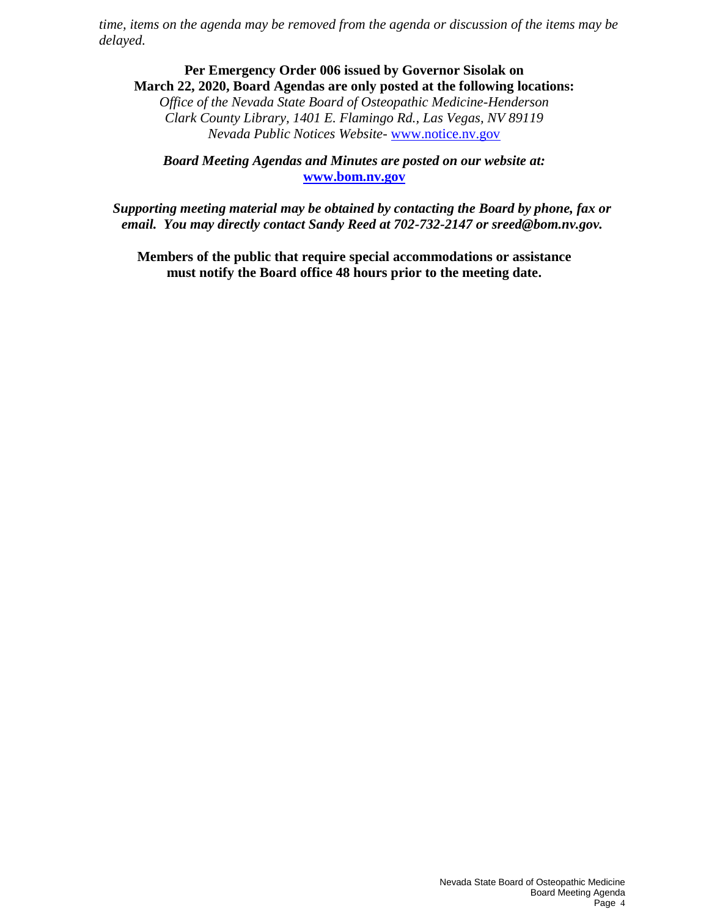*time, items on the agenda may be removed from the agenda or discussion of the items may be delayed.*

**Per Emergency Order 006 issued by Governor Sisolak on March 22, 2020, Board Agendas are only posted at the following locations:**

*Office of the Nevada State Board of Osteopathic Medicine-Henderson*
*Clark County Library, 1401 E. Flamingo Rd., Las Vegas, NV 89119*
*Nevada Public Notices Website-* www.notice.nv.gov

***Board Meeting Agendas and Minutes are posted on our website at:***
**www.bom.nv.gov**

***Supporting meeting material may be obtained by contacting the Board by phone, fax or email. You may directly contact Sandy Reed at 702-732-2147 or sreed@bom.nv.gov.***

**Members of the public that require special accommodations or assistance must notify the Board office 48 hours prior to the meeting date.**